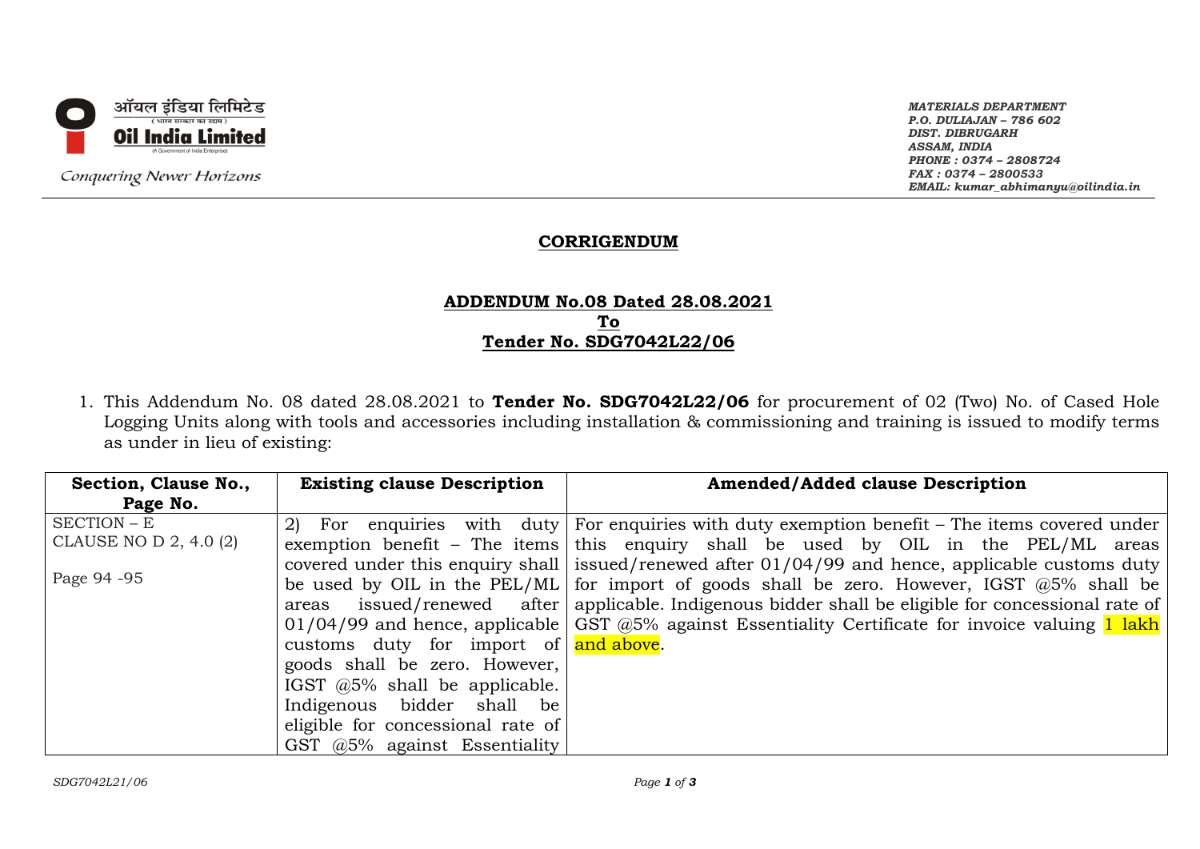ऑयल इंडिया लिमिटेड
( भारत सरकार का उद्यम )
**Oil India Limited**
(A Government of India Enterprise)
*Conquering Newer Horizons*

*MATERIALS DEPARTMENT*
*P.O. DULIAJAN – 786 602*
*DIST. DIBRUGARH*
*ASSAM, INDIA*
*PHONE : 0374 – 2808724*
*FAX : 0374 – 2800533*
*EMAIL: kumar_abhimanyu@oilindia.in*

## CORRIGENDUM

### ADDENDUM No.08 Dated 28.08.2021
### To
### Tender No. SDG7042L22/06

1. This Addendum No. 08 dated 28.08.2021 to **Tender No. SDG7042L22/06** for procurement of 02 (Two) No. of Cased Hole Logging Units along with tools and accessories including installation & commissioning and training is issued to modify terms as under in lieu of existing:

| Section, Clause No., Page No. | Existing clause Description | Amended/Added clause Description |
| --- | --- | --- |
| SECTION – E<br>CLAUSE NO D 2, 4.0 (2)<br><br>Page 94 -95 | 2) For enquiries with duty exemption benefit – The items covered under this enquiry shall be used by OIL in the PEL/ML areas issued/renewed after 01/04/99 and hence, applicable customs duty for import of goods shall be zero. However, IGST @5% shall be applicable. Indigenous bidder shall be eligible for concessional rate of GST @5% against Essentiality | For enquiries with duty exemption benefit – The items covered under this enquiry shall be used by OIL in the PEL/ML areas issued/renewed after 01/04/99 and hence, applicable customs duty for import of goods shall be zero. However, IGST @5% shall be applicable. Indigenous bidder shall be eligible for concessional rate of GST @5% against Essentiality Certificate for invoice valuing 1 lakh and above. |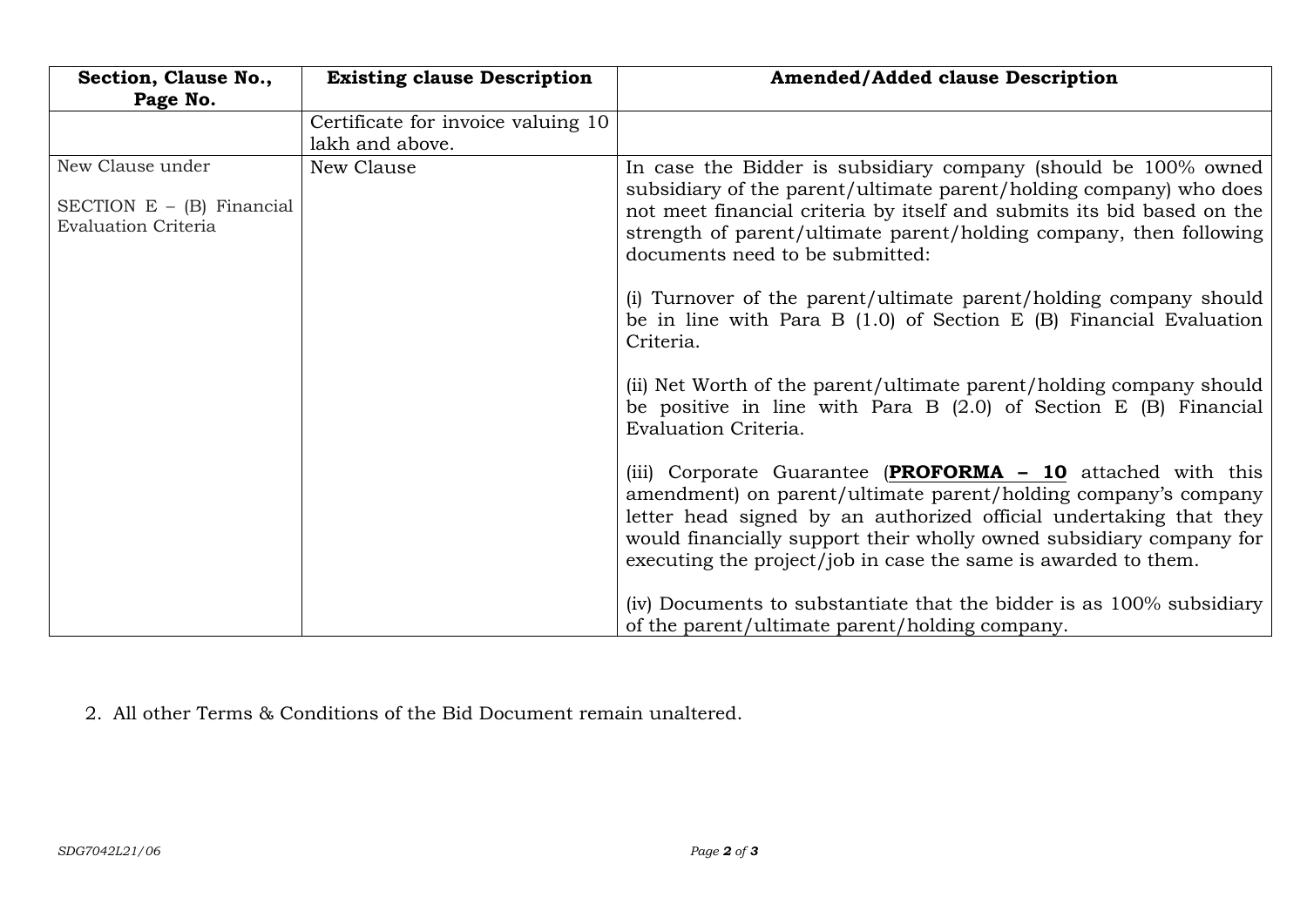| Section, Clause No., Page No. | Existing clause Description | Amended/Added clause Description |
|---|---|---|
| | Certificate for invoice valuing 10 lakh and above. | |
| New Clause under<br><br>SECTION E – (B) Financial Evaluation Criteria | New Clause | In case the Bidder is subsidiary company (should be 100% owned subsidiary of the parent/ultimate parent/holding company) who does not meet financial criteria by itself and submits its bid based on the strength of parent/ultimate parent/holding company, then following documents need to be submitted:<br><br>(i) Turnover of the parent/ultimate parent/holding company should be in line with Para B (1.0) of Section E (B) Financial Evaluation Criteria.<br><br>(ii) Net Worth of the parent/ultimate parent/holding company should be positive in line with Para B (2.0) of Section E (B) Financial Evaluation Criteria.<br><br>(iii) Corporate Guarantee (**PROFORMA – 10** attached with this amendment) on parent/ultimate parent/holding company's company letter head signed by an authorized official undertaking that they would financially support their wholly owned subsidiary company for executing the project/job in case the same is awarded to them.<br><br>(iv) Documents to substantiate that the bidder is as 100% subsidiary of the parent/ultimate parent/holding company. |

2. All other Terms & Conditions of the Bid Document remain unaltered.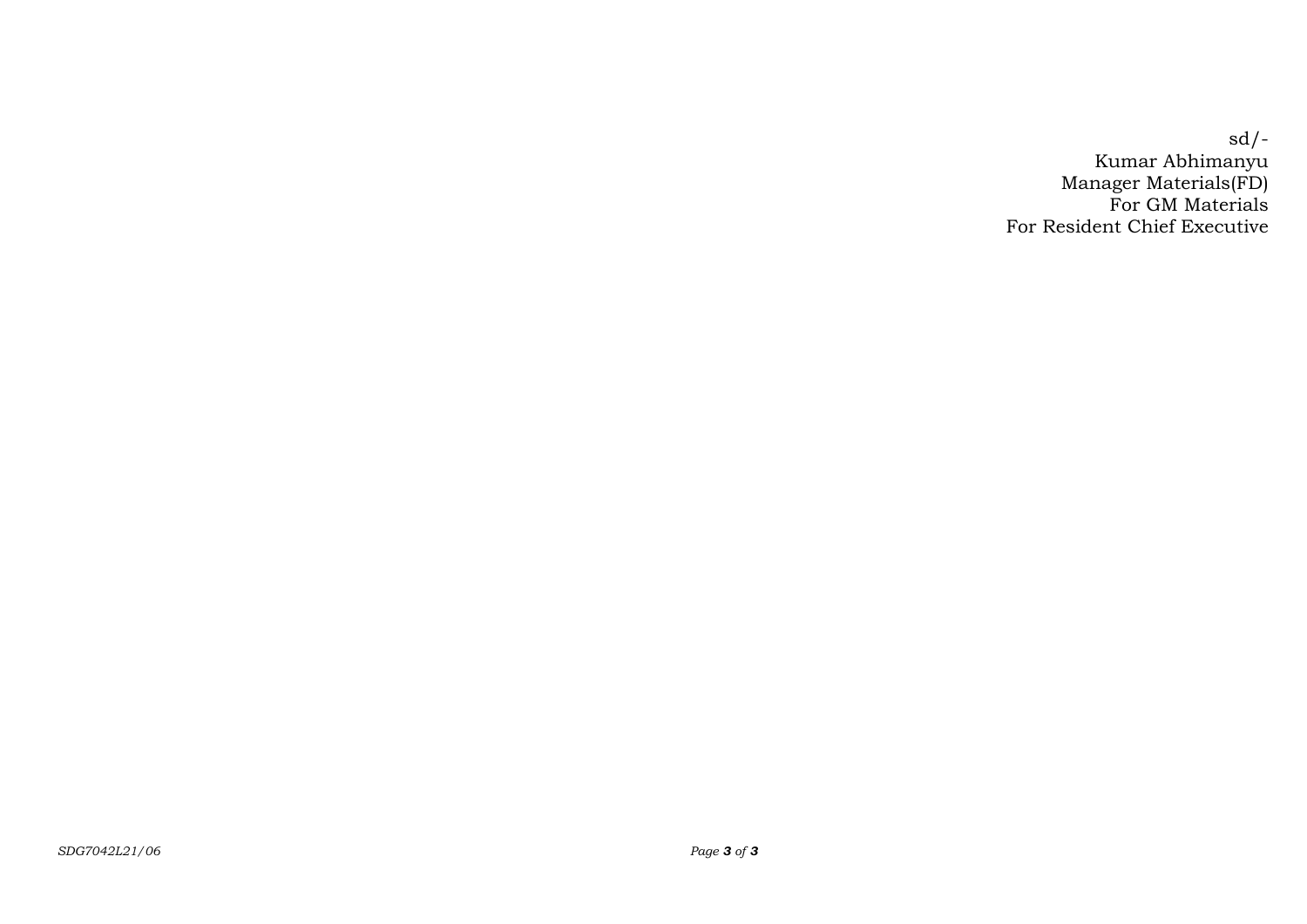sd/-
Kumar Abhimanyu
Manager Materials(FD)
For GM Materials
For Resident Chief Executive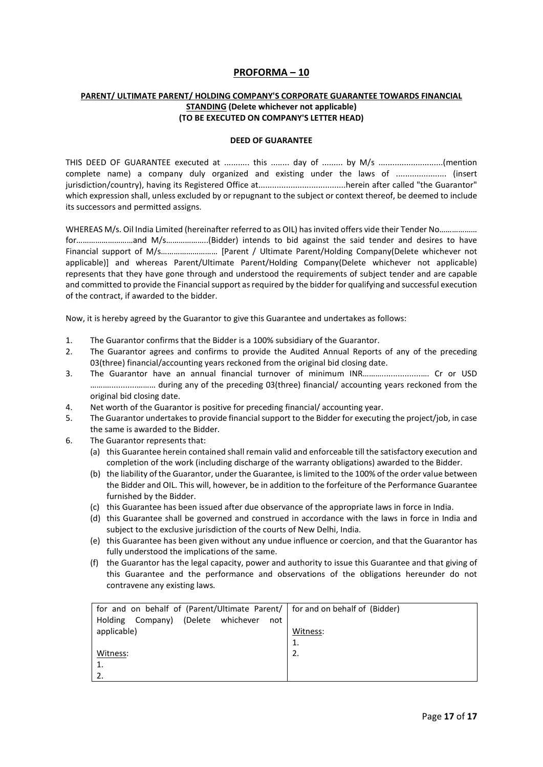## PROFORMA – 10

**PARENT/ ULTIMATE PARENT/ HOLDING COMPANY'S CORPORATE GUARANTEE TOWARDS FINANCIAL STANDING (Delete whichever not applicable)**
**(TO BE EXECUTED ON COMPANY'S LETTER HEAD)**

**DEED OF GUARANTEE**

THIS DEED OF GUARANTEE executed at ........... this ........ day of ......... by M/s ...........................(mention complete name) a company duly organized and existing under the laws of ...................... (insert jurisdiction/country), having its Registered Office at......................................herein after called "the Guarantor" which expression shall, unless excluded by or repugnant to the subject or context thereof, be deemed to include its successors and permitted assigns.

WHEREAS M/s. Oil India Limited (hereinafter referred to as OIL) has invited offers vide their Tender No……………… for……………………..and M/s………………..(Bidder) intends to bid against the said tender and desires to have Financial support of M/s……………………. [Parent / Ultimate Parent/Holding Company(Delete whichever not applicable)] and whereas Parent/Ultimate Parent/Holding Company(Delete whichever not applicable) represents that they have gone through and understood the requirements of subject tender and are capable and committed to provide the Financial support as required by the bidder for qualifying and successful execution of the contract, if awarded to the bidder.

Now, it is hereby agreed by the Guarantor to give this Guarantee and undertakes as follows:

1. The Guarantor confirms that the Bidder is a 100% subsidiary of the Guarantor.
2. The Guarantor agrees and confirms to provide the Audited Annual Reports of any of the preceding 03(three) financial/accounting years reckoned from the original bid closing date.
3. The Guarantor have an annual financial turnover of minimum INR……………............... Cr or USD ……….................. during any of the preceding 03(three) financial/ accounting years reckoned from the original bid closing date.
4. Net worth of the Guarantor is positive for preceding financial/ accounting year.
5. The Guarantor undertakes to provide financial support to the Bidder for executing the project/job, in case the same is awarded to the Bidder.
6. The Guarantor represents that:
   (a) this Guarantee herein contained shall remain valid and enforceable till the satisfactory execution and completion of the work (including discharge of the warranty obligations) awarded to the Bidder.
   (b) the liability of the Guarantor, under the Guarantee, is limited to the 100% of the order value between the Bidder and OIL. This will, however, be in addition to the forfeiture of the Performance Guarantee furnished by the Bidder.
   (c) this Guarantee has been issued after due observance of the appropriate laws in force in India.
   (d) this Guarantee shall be governed and construed in accordance with the laws in force in India and subject to the exclusive jurisdiction of the courts of New Delhi, India.
   (e) this Guarantee has been given without any undue influence or coercion, and that the Guarantor has fully understood the implications of the same.
   (f) the Guarantor has the legal capacity, power and authority to issue this Guarantee and that giving of this Guarantee and the performance and observations of the obligations hereunder do not contravene any existing laws.

| | |
|---|---|
| for and on behalf of (Parent/Ultimate Parent/ Holding Company) (Delete whichever not applicable)<br><br>Witness:<br>1.<br>2. | for and on behalf of (Bidder)<br><br>Witness:<br>1.<br>2. |